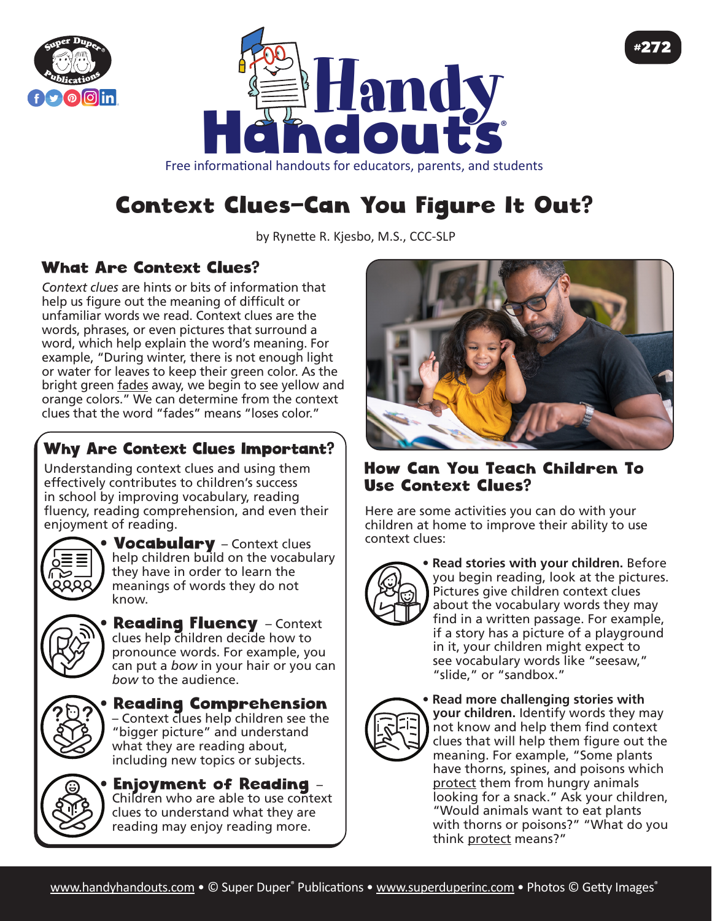# Handy Handouts®

Free informational handouts for educators, parents, and students

#272

# Context Clues–Can You Figure It Out?

by Rynette R. Kjesbo, M.S., CCC-SLP

## What Are Context Clues?

*Context clues* are hints or bits of information that help us figure out the meaning of difficult or unfamiliar words we read. Context clues are the words, phrases, or even pictures that surround a word, which help explain the word's meaning. For example, "During winter, there is not enough light or water for leaves to keep their green color. As the bright green fades away, we begin to see yellow and orange colors." We can determine from the context clues that the word "fades" means "loses color."

## Why Are Context Clues Important?

Understanding context clues and using them effectively contributes to children's success in school by improving vocabulary, reading fluency, reading comprehension, and even their enjoyment of reading.

- **Vocabulary** – Context clues help children build on the vocabulary they have in order to learn the meanings of words they do not know.
- **Reading Fluency** – Context clues help children decide how to pronounce words. For example, you can put a *bow* in your hair or you can *bow* to the audience.
- **Reading Comprehension** – Context clues help children see the "bigger picture" and understand what they are reading about, including new topics or subjects.
- **Enjoyment of Reading** – Children who are able to use context clues to understand what they are reading may enjoy reading more.

## How Can You Teach Children To Use Context Clues?

Here are some activities you can do with your children at home to improve their ability to use context clues:

- **Read stories with your children.** Before you begin reading, look at the pictures. Pictures give children context clues about the vocabulary words they may find in a written passage. For example, if a story has a picture of a playground in it, your children might expect to see vocabulary words like "seesaw," "slide," or "sandbox."
- **Read more challenging stories with your children.** Identify words they may not know and help them find context clues that will help them figure out the meaning. For example, "Some plants have thorns, spines, and poisons which protect them from hungry animals looking for a snack." Ask your children, "Would animals want to eat plants with thorns or poisons?" "What do you think protect means?"

www.handyhandouts.com • © Super Duper® Publications • www.superduperinc.com • Photos © Getty Images®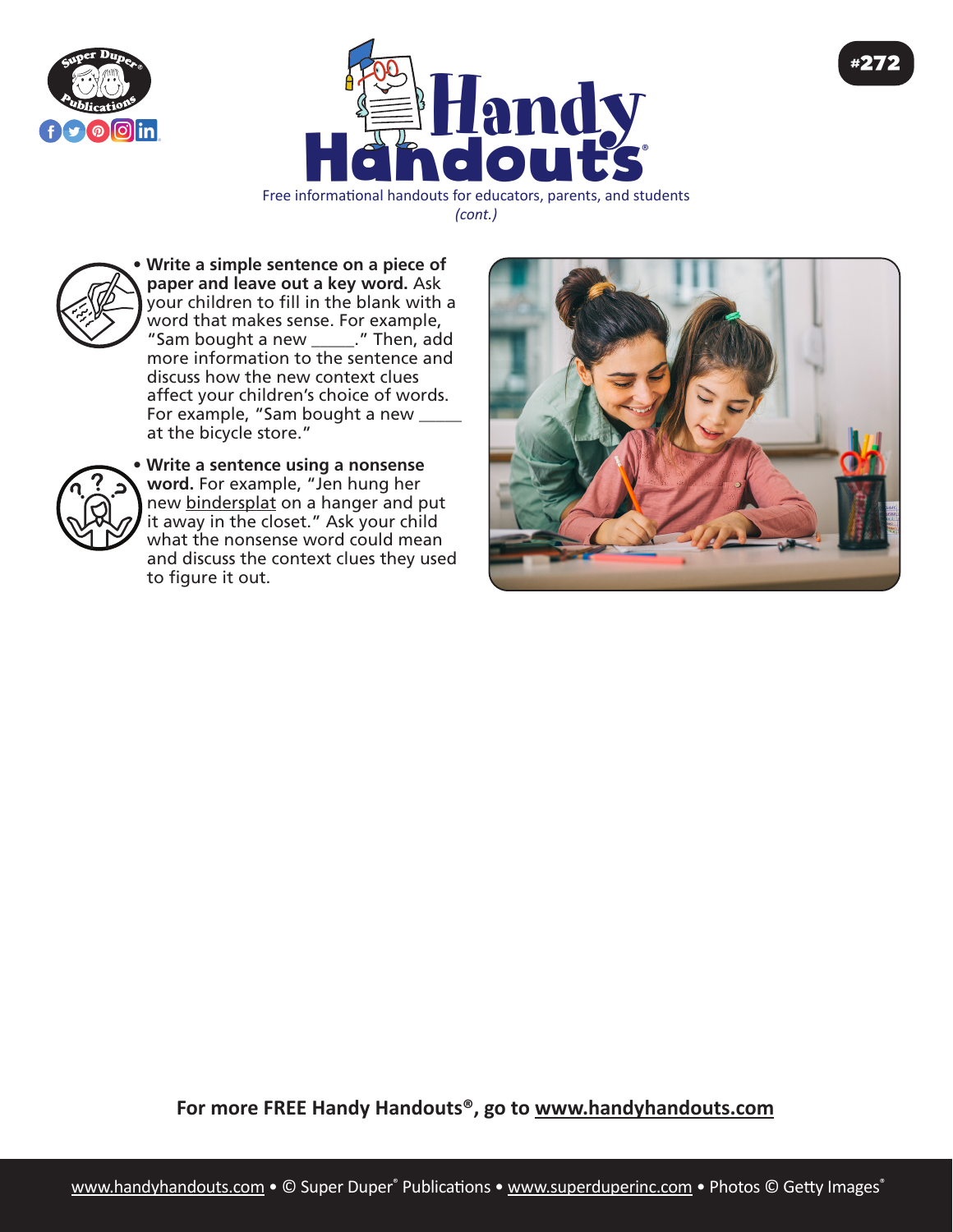*(cont.)*

- **Write a simple sentence on a piece of paper and leave out a key word.** Ask your children to fill in the blank with a word that makes sense. For example, "Sam bought a new _____." Then, add more information to the sentence and discuss how the new context clues affect your children's choice of words. For example, "Sam bought a new _____ at the bicycle store."

- **Write a sentence using a nonsense word.** For example, "Jen hung her new <u>bindersplat</u> on a hanger and put it away in the closet." Ask your child what the nonsense word could mean and discuss the context clues they used to figure it out.

**For more FREE Handy Handouts®, go to www.handyhandouts.com**